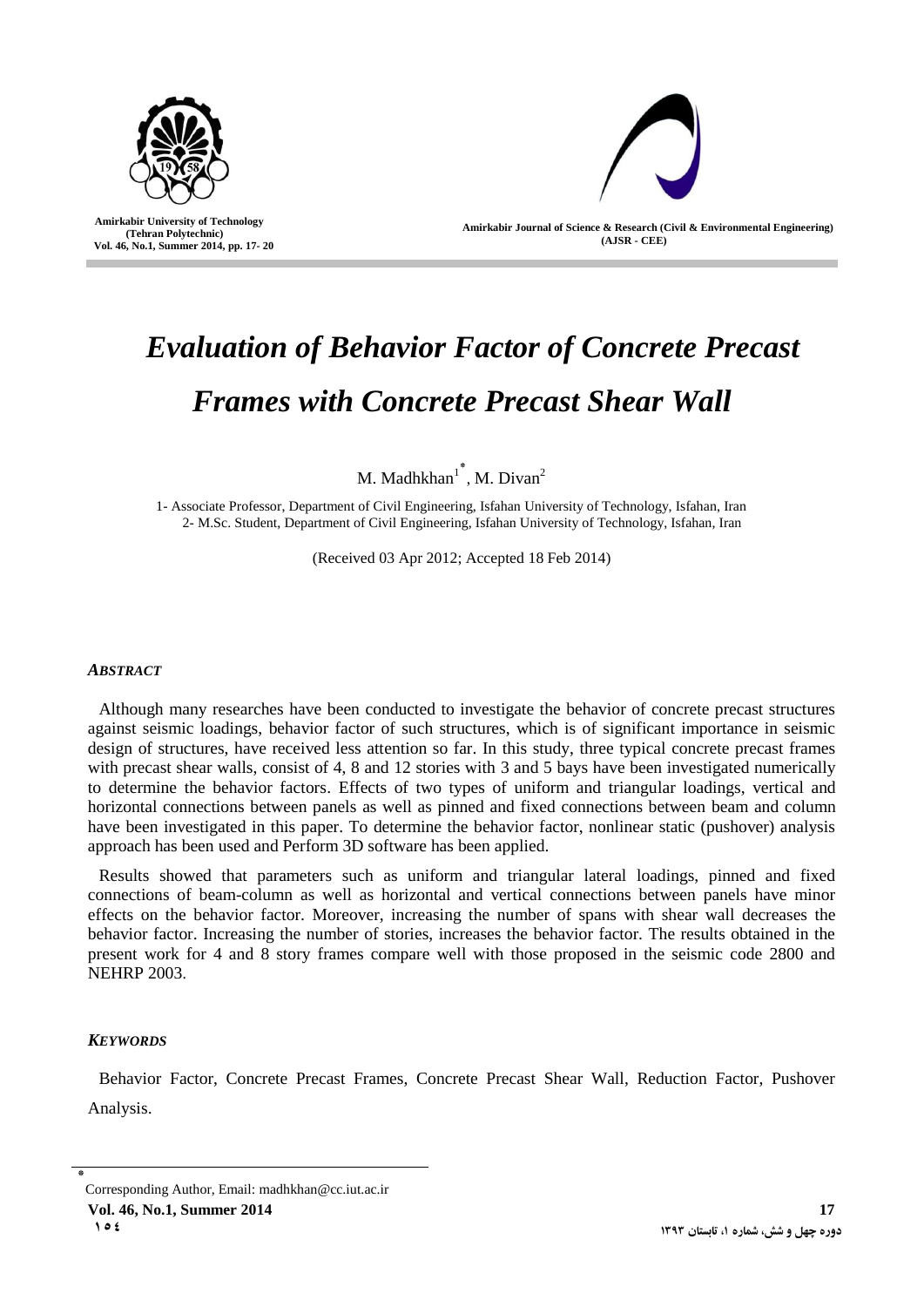# *Evaluation of Behavior Factor of Concrete Precast Frames with Concrete Precast Shear Wall*

M. Madhkhan[1*], M. Divan[2]

1- Associate Professor, Department of Civil Engineering, Isfahan University of Technology, Isfahan, Iran
2- M.Sc. Student, Department of Civil Engineering, Isfahan University of Technology, Isfahan, Iran

(Received 03 Apr 2012; Accepted 18 Feb 2014)

## *ABSTRACT*

Although many researches have been conducted to investigate the behavior of concrete precast structures against seismic loadings, behavior factor of such structures, which is of significant importance in seismic design of structures, have received less attention so far. In this study, three typical concrete precast frames with precast shear walls, consist of 4, 8 and 12 stories with 3 and 5 bays have been investigated numerically to determine the behavior factors. Effects of two types of uniform and triangular loadings, vertical and horizontal connections between panels as well as pinned and fixed connections between beam and column have been investigated in this paper. To determine the behavior factor, nonlinear static (pushover) analysis approach has been used and Perform 3D software has been applied.

Results showed that parameters such as uniform and triangular lateral loadings, pinned and fixed connections of beam-column as well as horizontal and vertical connections between panels have minor effects on the behavior factor. Moreover, increasing the number of spans with shear wall decreases the behavior factor. Increasing the number of stories, increases the behavior factor. The results obtained in the present work for 4 and 8 story frames compare well with those proposed in the seismic code 2800 and NEHRP 2003.

## *KEYWORDS*

Behavior Factor, Concrete Precast Frames, Concrete Precast Shear Wall, Reduction Factor, Pushover Analysis.

---

[*] Corresponding Author, Email: madhkhan@cc.iut.ac.ir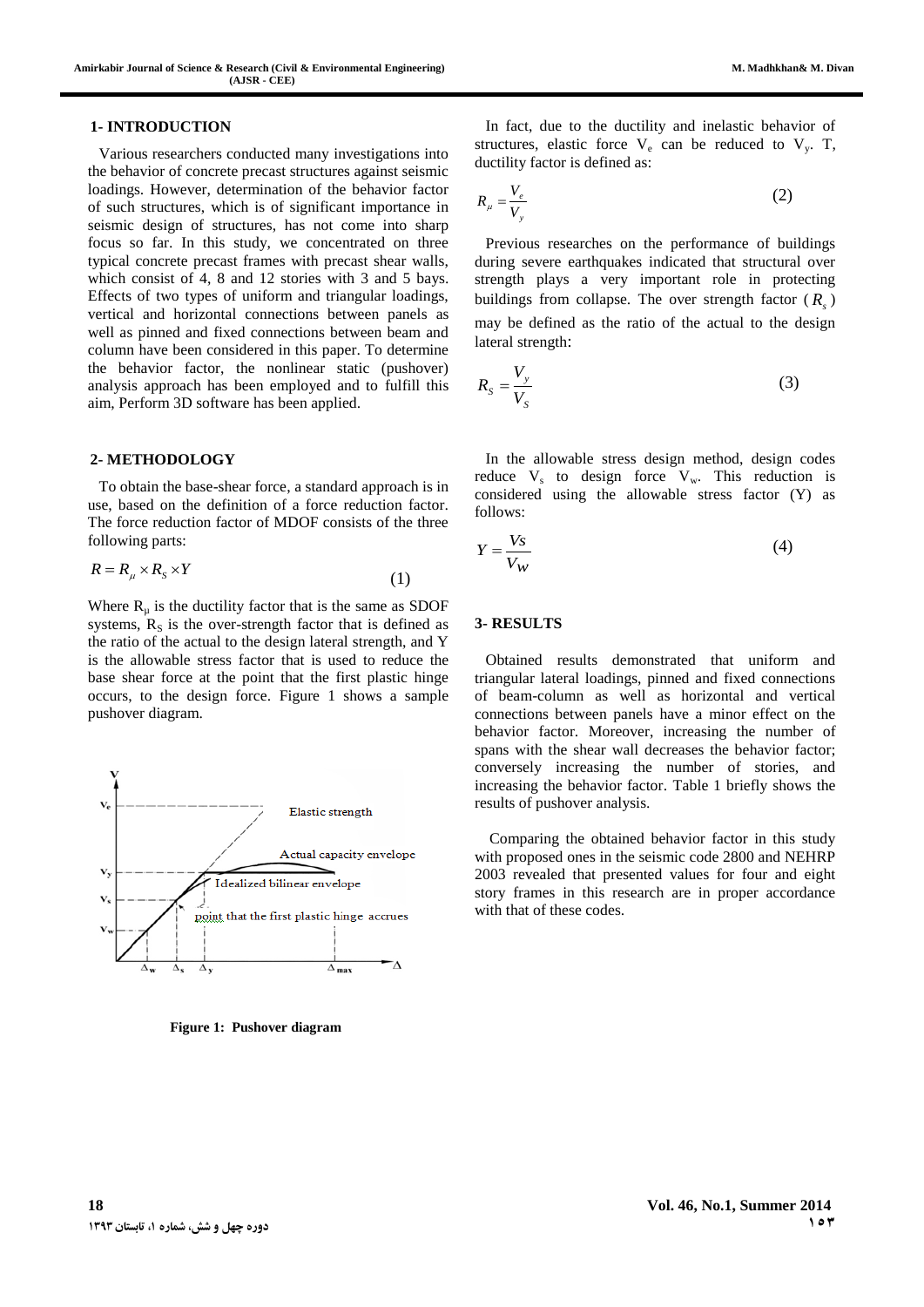## 1- INTRODUCTION

Various researchers conducted many investigations into the behavior of concrete precast structures against seismic loadings. However, determination of the behavior factor of such structures, which is of significant importance in seismic design of structures, has not come into sharp focus so far. In this study, we concentrated on three typical concrete precast frames with precast shear walls, which consist of 4, 8 and 12 stories with 3 and 5 bays. Effects of two types of uniform and triangular loadings, vertical and horizontal connections between panels as well as pinned and fixed connections between beam and column have been considered in this paper. To determine the behavior factor, the nonlinear static (pushover) analysis approach has been employed and to fulfill this aim, Perform 3D software has been applied.

## 2- METHODOLOGY

To obtain the base-shear force, a standard approach is in use, based on the definition of a force reduction factor. The force reduction factor of MDOF consists of the three following parts:

$$R = R_{\mu} \times R_S \times Y \tag{1}$$

Where $R_{\mu}$ is the ductility factor that is the same as SDOF systems, $R_S$ is the over-strength factor that is defined as the ratio of the actual to the design lateral strength, and Y is the allowable stress factor that is used to reduce the base shear force at the point that the first plastic hinge occurs, to the design force. Figure 1 shows a sample pushover diagram.

Figure 1: Pushover diagram

In fact, due to the ductility and inelastic behavior of structures, elastic force $V_e$ can be reduced to $V_y$. T, ductility factor is defined as:

$$R_{\mu} = \frac{V_e}{V_y} \tag{2}$$

Previous researches on the performance of buildings during severe earthquakes indicated that structural over strength plays a very important role in protecting buildings from collapse. The over strength factor ( $R_s$ ) may be defined as the ratio of the actual to the design lateral strength:

$$R_S = \frac{V_y}{V_S} \tag{3}$$

In the allowable stress design method, design codes reduce $V_s$ to design force $V_w$. This reduction is considered using the allowable stress factor (Y) as follows:

$$Y = \frac{Vs}{Vw} \tag{4}$$

## 3- RESULTS

Obtained results demonstrated that uniform and triangular lateral loadings, pinned and fixed connections of beam-column as well as horizontal and vertical connections between panels have a minor effect on the behavior factor. Moreover, increasing the number of spans with the shear wall decreases the behavior factor; conversely increasing the number of stories, and increasing the behavior factor. Table 1 briefly shows the results of pushover analysis.

Comparing the obtained behavior factor in this study with proposed ones in the seismic code 2800 and NEHRP 2003 revealed that presented values for four and eight story frames in this research are in proper accordance with that of these codes.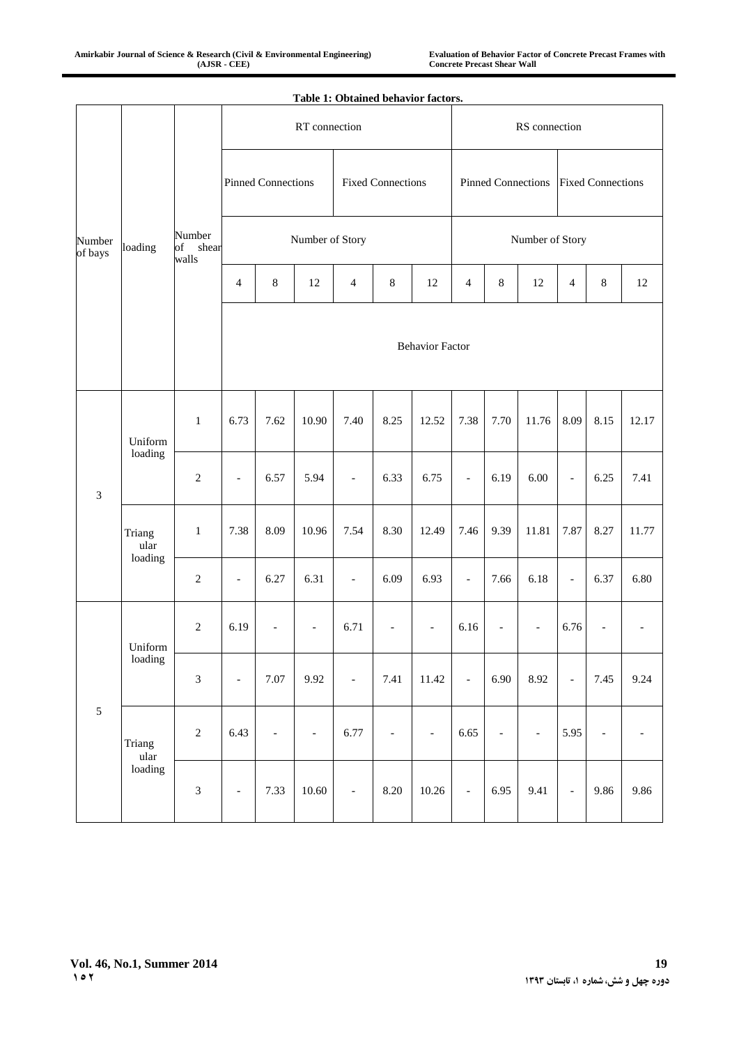Table 1: Obtained behavior factors.

| Number of bays | loading | Number of shear walls | RT connection | | | | | | RS connection | | | | | |
|---|---|---|---|---|---|---|---|---|---|---|---|---|---|---|
| | | | Pinned Connections | | | Fixed Connections | | | Pinned Connections | | | Fixed Connections | | |
| | | | Number of Story | | | | | | Number of Story | | | | | |
| | | | 4 | 8 | 12 | 4 | 8 | 12 | 4 | 8 | 12 | 4 | 8 | 12 |
| | | | Behavior Factor | | | | | | | | | | | |
| 3 | Uniform loading | 1 | 6.73 | 7.62 | 10.90 | 7.40 | 8.25 | 12.52 | 7.38 | 7.70 | 11.76 | 8.09 | 8.15 | 12.17 |
| | | 2 | - | 6.57 | 5.94 | - | 6.33 | 6.75 | - | 6.19 | 6.00 | - | 6.25 | 7.41 |
| | Triangular loading | 1 | 7.38 | 8.09 | 10.96 | 7.54 | 8.30 | 12.49 | 7.46 | 9.39 | 11.81 | 7.87 | 8.27 | 11.77 |
| | | 2 | - | 6.27 | 6.31 | - | 6.09 | 6.93 | - | 7.66 | 6.18 | - | 6.37 | 6.80 |
| 5 | Uniform loading | 2 | 6.19 | - | - | 6.71 | - | - | 6.16 | - | - | 6.76 | - | - |
| | | 3 | - | 7.07 | 9.92 | - | 7.41 | 11.42 | - | 6.90 | 8.92 | - | 7.45 | 9.24 |
| | Triangular loading | 2 | 6.43 | - | - | 6.77 | - | - | 6.65 | - | - | 5.95 | - | - |
| | | 3 | - | 7.33 | 10.60 | - | 8.20 | 10.26 | - | 6.95 | 9.41 | - | 9.86 | 9.86 |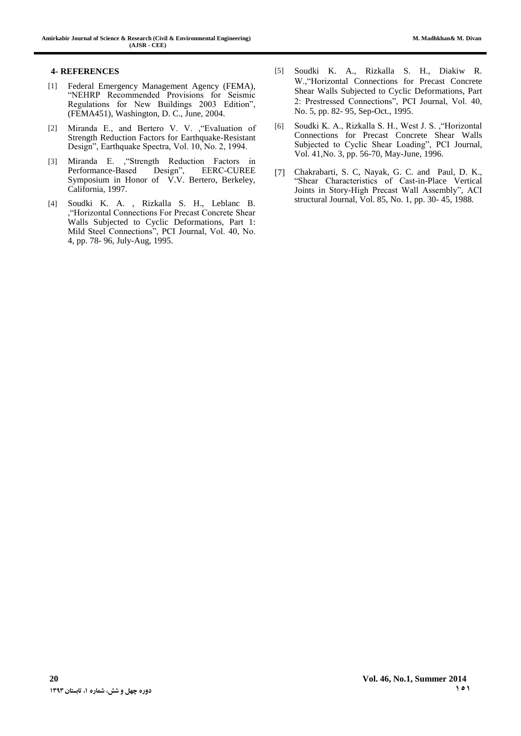## 4- REFERENCES

[1] Federal Emergency Management Agency (FEMA), “NEHRP Recommended Provisions for Seismic Regulations for New Buildings 2003 Edition”, (FEMA451), Washington, D. C., June, 2004.

[2] Miranda E., and Bertero V. V. ,“Evaluation of Strength Reduction Factors for Earthquake-Resistant Design”, Earthquake Spectra, Vol. 10, No. 2, 1994.

[3] Miranda E. ,“Strength Reduction Factors in Performance-Based Design”, EERC-CUREE Symposium in Honor of V.V. Bertero, Berkeley, California, 1997.

[4] Soudki K. A. , Rizkalla S. H., Leblanc B. ,“Horizontal Connections For Precast Concrete Shear Walls Subjected to Cyclic Deformations, Part 1: Mild Steel Connections”, PCI Journal, Vol. 40, No. 4, pp. 78- 96, July-Aug, 1995.

[5] Soudki K. A., Rizkalla S. H., Diakiw R. W.,“Horizontal Connections for Precast Concrete Shear Walls Subjected to Cyclic Deformations, Part 2: Prestressed Connections”, PCI Journal, Vol. 40, No. 5, pp. 82- 95, Sep-Oct., 1995.

[6] Soudki K. A., Rizkalla S. H., West J. S. ,“Horizontal Connections for Precast Concrete Shear Walls Subjected to Cyclic Shear Loading”, PCI Journal, Vol. 41,No. 3, pp. 56-70, May-June, 1996.

[7] Chakrabarti, S. C, Nayak, G. C. and Paul, D. K., “Shear Characteristics of Cast-in-Place Vertical Joints in Story-High Precast Wall Assembly”, ACI structural Journal, Vol. 85, No. 1, pp. 30- 45, 1988.